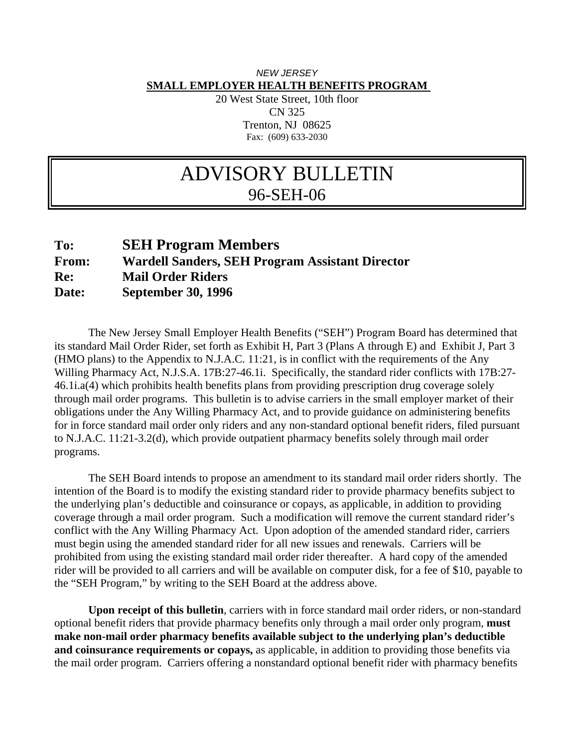*NEW JERSEY*
**SMALL EMPLOYER HEALTH BENEFITS PROGRAM**
20 West State Street, 10th floor
CN 325
Trenton, NJ 08625
Fax: (609) 633-2030

# ADVISORY BULLETIN
## 96-SEH-06

**To: SEH Program Members**
**From: Wardell Sanders, SEH Program Assistant Director**
**Re: Mail Order Riders**
**Date: September 30, 1996**

The New Jersey Small Employer Health Benefits ("SEH") Program Board has determined that its standard Mail Order Rider, set forth as Exhibit H, Part 3 (Plans A through E) and Exhibit J, Part 3 (HMO plans) to the Appendix to N.J.A.C. 11:21, is in conflict with the requirements of the Any Willing Pharmacy Act, N.J.S.A. 17B:27-46.1i. Specifically, the standard rider conflicts with 17B:27-46.1i.a(4) which prohibits health benefits plans from providing prescription drug coverage solely through mail order programs. This bulletin is to advise carriers in the small employer market of their obligations under the Any Willing Pharmacy Act, and to provide guidance on administering benefits for in force standard mail order only riders and any non-standard optional benefit riders, filed pursuant to N.J.A.C. 11:21-3.2(d), which provide outpatient pharmacy benefits solely through mail order programs.

The SEH Board intends to propose an amendment to its standard mail order riders shortly. The intention of the Board is to modify the existing standard rider to provide pharmacy benefits subject to the underlying plan's deductible and coinsurance or copays, as applicable, in addition to providing coverage through a mail order program. Such a modification will remove the current standard rider's conflict with the Any Willing Pharmacy Act. Upon adoption of the amended standard rider, carriers must begin using the amended standard rider for all new issues and renewals. Carriers will be prohibited from using the existing standard mail order rider thereafter. A hard copy of the amended rider will be provided to all carriers and will be available on computer disk, for a fee of $10, payable to the "SEH Program," by writing to the SEH Board at the address above.

**Upon receipt of this bulletin**, carriers with in force standard mail order riders, or non-standard optional benefit riders that provide pharmacy benefits only through a mail order only program, **must make non-mail order pharmacy benefits available subject to the underlying plan's deductible and coinsurance requirements or copays,** as applicable, in addition to providing those benefits via the mail order program. Carriers offering a nonstandard optional benefit rider with pharmacy benefits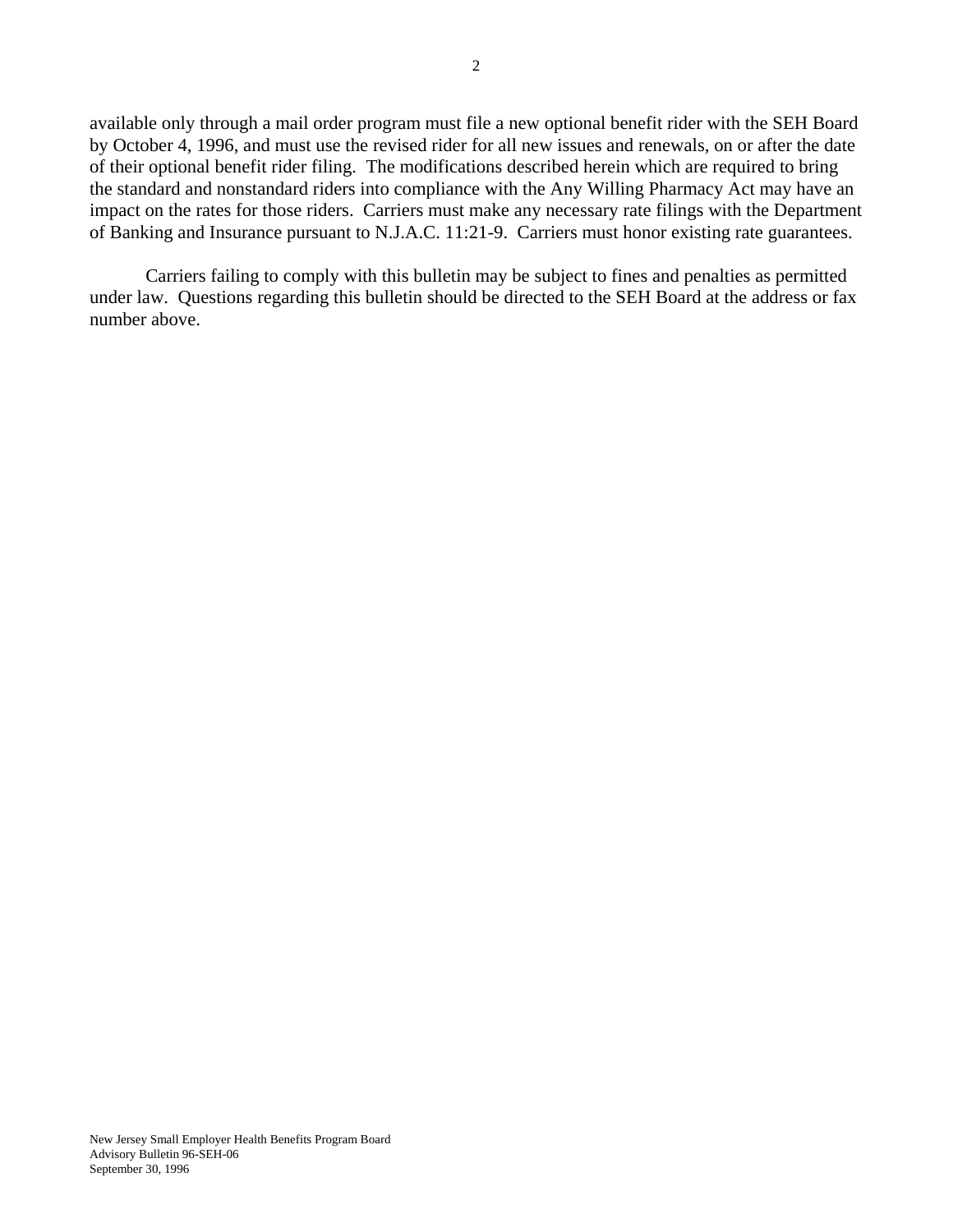available only through a mail order program must file a new optional benefit rider with the SEH Board by October 4, 1996, and must use the revised rider for all new issues and renewals, on or after the date of their optional benefit rider filing. The modifications described herein which are required to bring the standard and nonstandard riders into compliance with the Any Willing Pharmacy Act may have an impact on the rates for those riders. Carriers must make any necessary rate filings with the Department of Banking and Insurance pursuant to N.J.A.C. 11:21-9. Carriers must honor existing rate guarantees.

Carriers failing to comply with this bulletin may be subject to fines and penalties as permitted under law. Questions regarding this bulletin should be directed to the SEH Board at the address or fax number above.